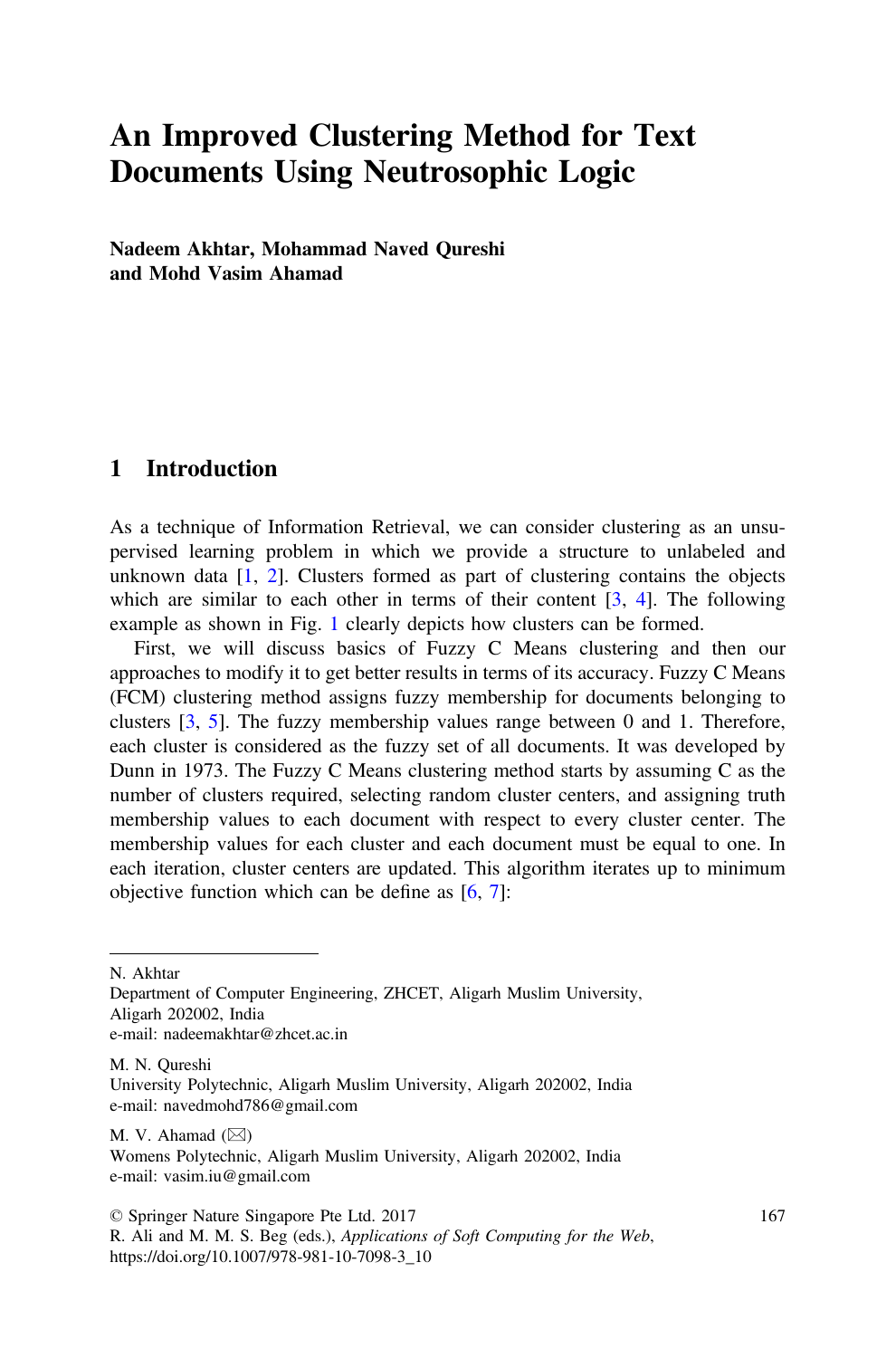# An Improved Clustering Method for Text Documents Using Neutrosophic Logic

**Nadeem Akhtar, Mohammad Naved Qureshi and Mohd Vasim Ahamad**

## 1 Introduction

As a technique of Information Retrieval, we can consider clustering as an unsupervised learning problem in which we provide a structure to unlabeled and unknown data [1, 2]. Clusters formed as part of clustering contains the objects which are similar to each other in terms of their content [3, 4]. The following example as shown in Fig. 1 clearly depicts how clusters can be formed.

First, we will discuss basics of Fuzzy C Means clustering and then our approaches to modify it to get better results in terms of its accuracy. Fuzzy C Means (FCM) clustering method assigns fuzzy membership for documents belonging to clusters [3, 5]. The fuzzy membership values range between 0 and 1. Therefore, each cluster is considered as the fuzzy set of all documents. It was developed by Dunn in 1973. The Fuzzy C Means clustering method starts by assuming C as the number of clusters required, selecting random cluster centers, and assigning truth membership values to each document with respect to every cluster center. The membership values for each cluster and each document must be equal to one. In each iteration, cluster centers are updated. This algorithm iterates up to minimum objective function which can be define as [6, 7]:

---

N. Akhtar
Department of Computer Engineering, ZHCET, Aligarh Muslim University,
Aligarh 202002, India
e-mail: nadeemakhtar@zhcet.ac.in

M. N. Qureshi
University Polytechnic, Aligarh Muslim University, Aligarh 202002, India
e-mail: navedmohd786@gmail.com

M. V. Ahamad (✉)
Womens Polytechnic, Aligarh Muslim University, Aligarh 202002, India
e-mail: vasim.iu@gmail.com

© Springer Nature Singapore Pte Ltd. 2017
R. Ali and M. M. S. Beg (eds.), *Applications of Soft Computing for the Web*,
https://doi.org/10.1007/978-981-10-7098-3_10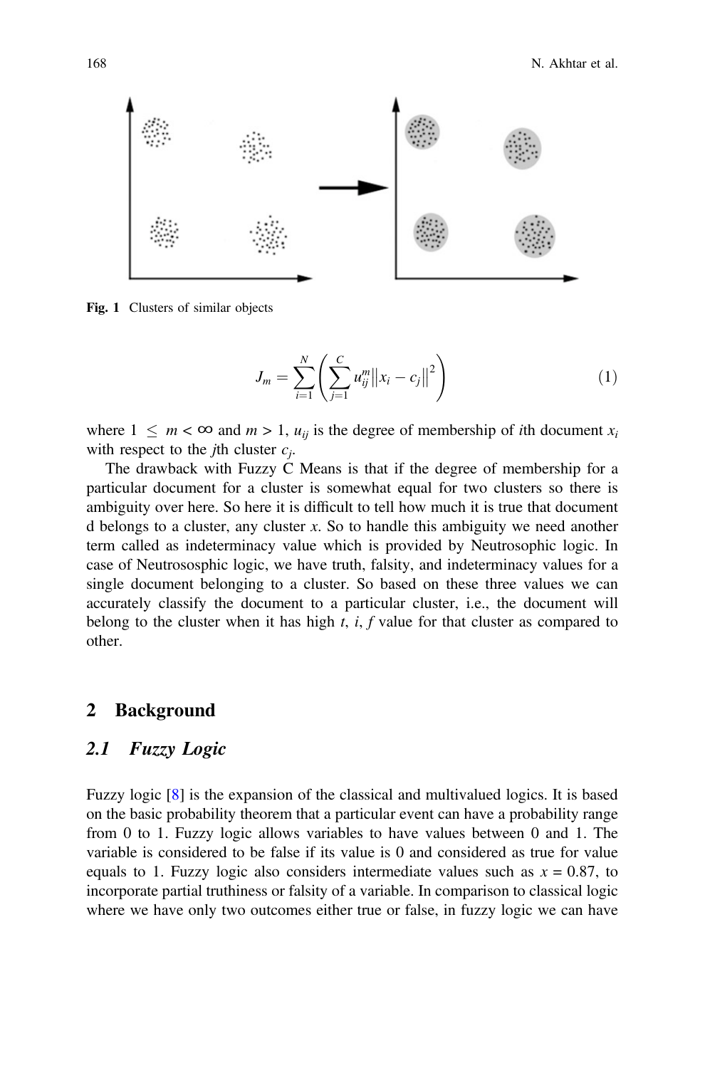Fig. 1 Clusters of similar objects

$$J_m = \sum_{i=1}^{N} \left( \sum_{j=1}^{C} u_{ij}^{m} \left\| x_i - c_j \right\|^2 \right) \tag{1}$$

where $1 \leq m < \infty$ and $m > 1$, $u_{ij}$ is the degree of membership of $i$th document $x_i$ with respect to the $j$th cluster $c_j$.

The drawback with Fuzzy C Means is that if the degree of membership for a particular document for a cluster is somewhat equal for two clusters so there is ambiguity over here. So here it is difficult to tell how much it is true that document d belongs to a cluster, any cluster $x$. So to handle this ambiguity we need another term called as indeterminacy value which is provided by Neutrosophic logic. In case of Neutrososphic logic, we have truth, falsity, and indeterminacy values for a single document belonging to a cluster. So based on these three values we can accurately classify the document to a particular cluster, i.e., the document will belong to the cluster when it has high $t$, $i$, $f$ value for that cluster as compared to other.

## 2 Background

### 2.1 Fuzzy Logic

Fuzzy logic [8] is the expansion of the classical and multivalued logics. It is based on the basic probability theorem that a particular event can have a probability range from 0 to 1. Fuzzy logic allows variables to have values between 0 and 1. The variable is considered to be false if its value is 0 and considered as true for value equals to 1. Fuzzy logic also considers intermediate values such as $x = 0.87$, to incorporate partial truthiness or falsity of a variable. In comparison to classical logic where we have only two outcomes either true or false, in fuzzy logic we can have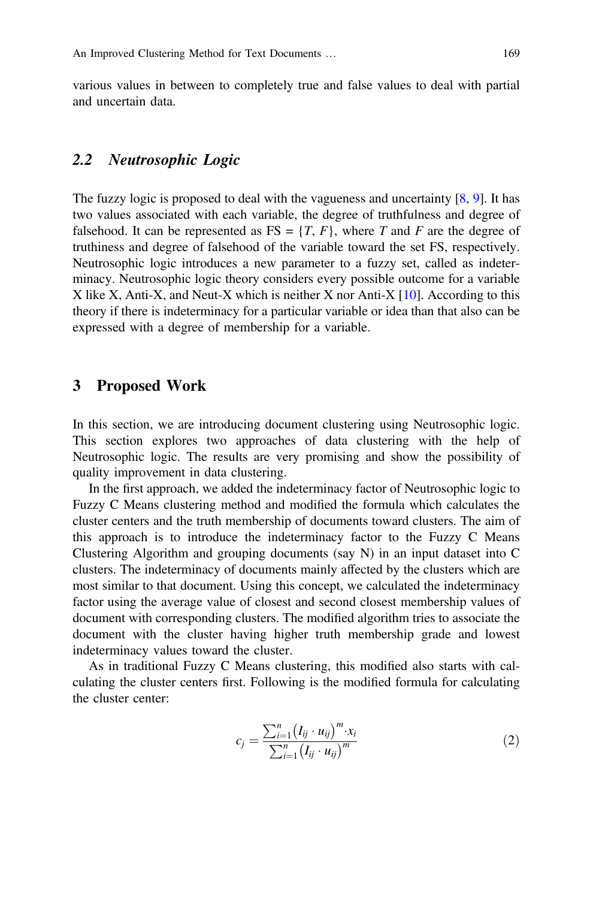various values in between to completely true and false values to deal with partial and uncertain data.

### 2.2 Neutrosophic Logic

The fuzzy logic is proposed to deal with the vagueness and uncertainty [8, 9]. It has two values associated with each variable, the degree of truthfulness and degree of falsehood. It can be represented as FS = $\{T, F\}$, where $T$ and $F$ are the degree of truthiness and degree of falsehood of the variable toward the set FS, respectively. Neutrosophic logic introduces a new parameter to a fuzzy set, called as indeterminacy. Neutrosophic logic theory considers every possible outcome for a variable X like X, Anti-X, and Neut-X which is neither X nor Anti-X [10]. According to this theory if there is indeterminacy for a particular variable or idea than that also can be expressed with a degree of membership for a variable.

## 3 Proposed Work

In this section, we are introducing document clustering using Neutrosophic logic. This section explores two approaches of data clustering with the help of Neutrosophic logic. The results are very promising and show the possibility of quality improvement in data clustering.

In the first approach, we added the indeterminacy factor of Neutrosophic logic to Fuzzy C Means clustering method and modified the formula which calculates the cluster centers and the truth membership of documents toward clusters. The aim of this approach is to introduce the indeterminacy factor to the Fuzzy C Means Clustering Algorithm and grouping documents (say N) in an input dataset into C clusters. The indeterminacy of documents mainly affected by the clusters which are most similar to that document. Using this concept, we calculated the indeterminacy factor using the average value of closest and second closest membership values of document with corresponding clusters. The modified algorithm tries to associate the document with the cluster having higher truth membership grade and lowest indeterminacy values toward the cluster.

As in traditional Fuzzy C Means clustering, this modified also starts with calculating the cluster centers first. Following is the modified formula for calculating the cluster center:

$$c_j = \frac{\sum_{i=1}^{n} \left(I_{ij} \cdot u_{ij}\right)^m \cdot x_i}{\sum_{i=1}^{n} \left(I_{ij} \cdot u_{ij}\right)^m} \tag{2}$$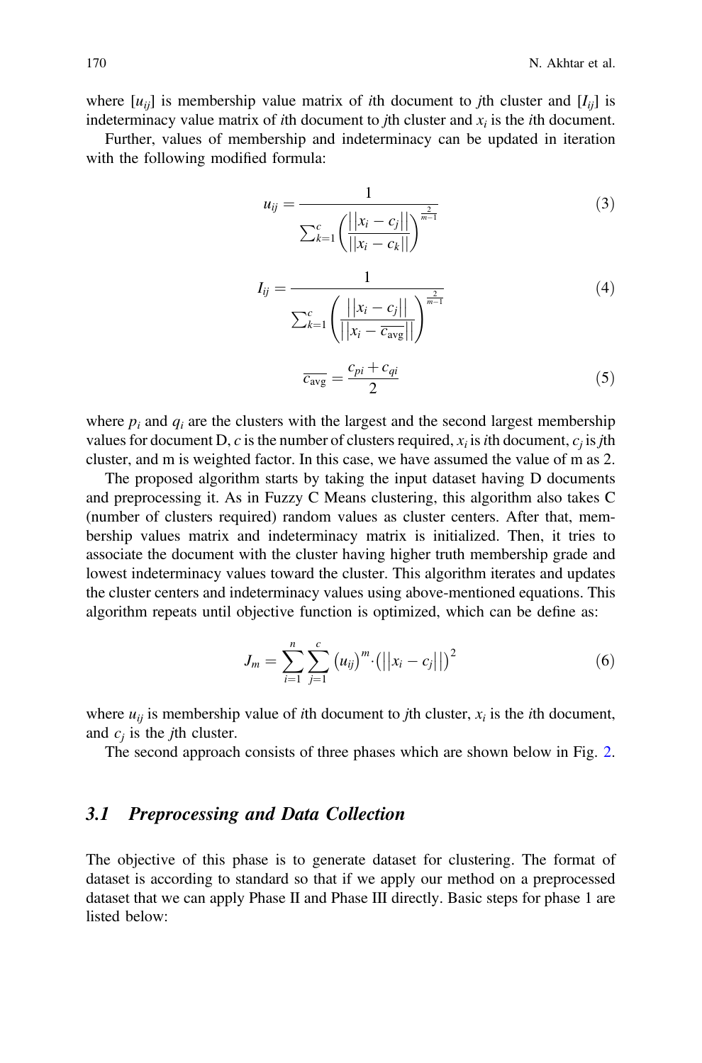where $[u_{ij}]$ is membership value matrix of $i$th document to $j$th cluster and $[I_{ij}]$ is indeterminacy value matrix of $i$th document to $j$th cluster and $x_i$ is the $i$th document.

Further, values of membership and indeterminacy can be updated in iteration with the following modified formula:

$$u_{ij} = \frac{1}{\sum_{k=1}^{c} \left( \frac{||x_i - c_j||}{||x_i - c_k||} \right)^{\frac{2}{m-1}}} \tag{3}$$

$$I_{ij} = \frac{1}{\sum_{k=1}^{c} \left( \frac{||x_i - c_j||}{||x_i - \overline{c_{\text{avg}}}||} \right)^{\frac{2}{m-1}}} \tag{4}$$

$$\overline{c_{\text{avg}}} = \frac{c_{pi} + c_{qi}}{2} \tag{5}$$

where $p_i$ and $q_i$ are the clusters with the largest and the second largest membership values for document D, $c$ is the number of clusters required, $x_i$ is $i$th document, $c_j$ is $j$th cluster, and m is weighted factor. In this case, we have assumed the value of m as 2.

The proposed algorithm starts by taking the input dataset having D documents and preprocessing it. As in Fuzzy C Means clustering, this algorithm also takes C (number of clusters required) random values as cluster centers. After that, membership values matrix and indeterminacy matrix is initialized. Then, it tries to associate the document with the cluster having higher truth membership grade and lowest indeterminacy values toward the cluster. This algorithm iterates and updates the cluster centers and indeterminacy values using above-mentioned equations. This algorithm repeats until objective function is optimized, which can be define as:

$$J_m = \sum_{i=1}^{n} \sum_{j=1}^{c} (u_{ij})^m \cdot (||x_i - c_j||)^2 \tag{6}$$

where $u_{ij}$ is membership value of $i$th document to $j$th cluster, $x_i$ is the $i$th document, and $c_j$ is the $j$th cluster.

The second approach consists of three phases which are shown below in Fig. 2.

## 3.1 Preprocessing and Data Collection

The objective of this phase is to generate dataset for clustering. The format of dataset is according to standard so that if we apply our method on a preprocessed dataset that we can apply Phase II and Phase III directly. Basic steps for phase 1 are listed below: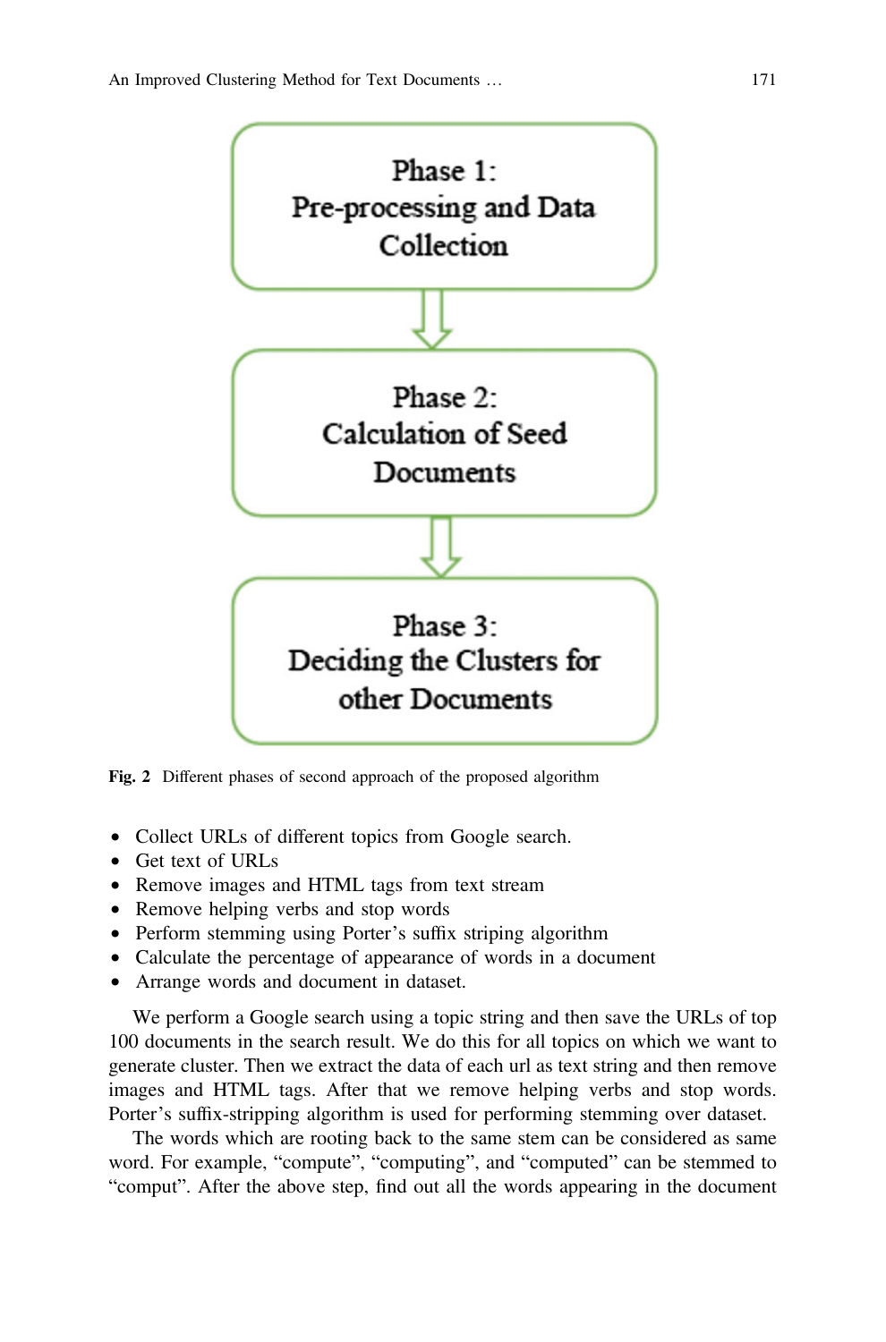Phase 1:
Pre-processing and Data Collection

Phase 2:
Calculation of Seed Documents

Phase 3:
Deciding the Clusters for other Documents

**Fig. 2** Different phases of second approach of the proposed algorithm

- Collect URLs of different topics from Google search.
- Get text of URLs
- Remove images and HTML tags from text stream
- Remove helping verbs and stop words
- Perform stemming using Porter's suffix striping algorithm
- Calculate the percentage of appearance of words in a document
- Arrange words and document in dataset.

We perform a Google search using a topic string and then save the URLs of top 100 documents in the search result. We do this for all topics on which we want to generate cluster. Then we extract the data of each url as text string and then remove images and HTML tags. After that we remove helping verbs and stop words. Porter's suffix-stripping algorithm is used for performing stemming over dataset.

The words which are rooting back to the same stem can be considered as same word. For example, "compute", "computing", and "computed" can be stemmed to "comput". After the above step, find out all the words appearing in the document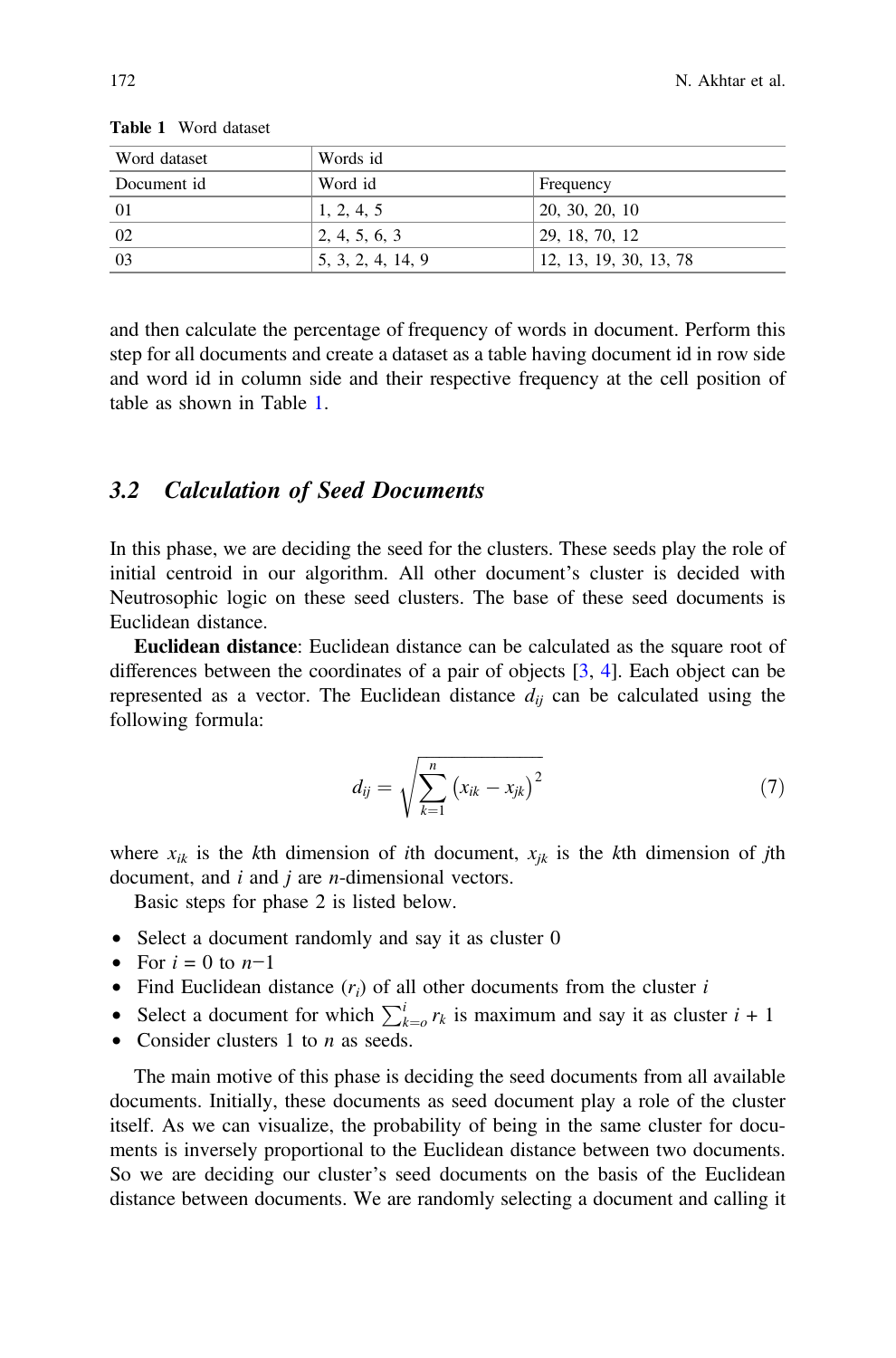Table 1 Word dataset

| Word dataset | Words id | |
|---|---|---|
| Document id | Word id | Frequency |
| 01 | 1, 2, 4, 5 | 20, 30, 20, 10 |
| 02 | 2, 4, 5, 6, 3 | 29, 18, 70, 12 |
| 03 | 5, 3, 2, 4, 14, 9 | 12, 13, 19, 30, 13, 78 |

and then calculate the percentage of frequency of words in document. Perform this step for all documents and create a dataset as a table having document id in row side and word id in column side and their respective frequency at the cell position of table as shown in Table 1.

## 3.2 Calculation of Seed Documents

In this phase, we are deciding the seed for the clusters. These seeds play the role of initial centroid in our algorithm. All other document's cluster is decided with Neutrosophic logic on these seed clusters. The base of these seed documents is Euclidean distance.

**Euclidean distance**: Euclidean distance can be calculated as the square root of differences between the coordinates of a pair of objects [3, 4]. Each object can be represented as a vector. The Euclidean distance $d_{ij}$ can be calculated using the following formula:

$$d_{ij} = \sqrt{\sum_{k=1}^{n} \left(x_{ik} - x_{jk}\right)^2} \tag{7}$$

where $x_{ik}$ is the $k$th dimension of $i$th document, $x_{jk}$ is the $k$th dimension of $j$th document, and $i$ and $j$ are $n$-dimensional vectors.

Basic steps for phase 2 is listed below.

- Select a document randomly and say it as cluster 0
- For $i = 0$ to $n{-}1$
- Find Euclidean distance ($r_i$) of all other documents from the cluster $i$
- Select a document for which $\sum_{k=o}^{i} r_k$ is maximum and say it as cluster $i$ + 1
- Consider clusters 1 to $n$ as seeds.

The main motive of this phase is deciding the seed documents from all available documents. Initially, these documents as seed document play a role of the cluster itself. As we can visualize, the probability of being in the same cluster for documents is inversely proportional to the Euclidean distance between two documents. So we are deciding our cluster's seed documents on the basis of the Euclidean distance between documents. We are randomly selecting a document and calling it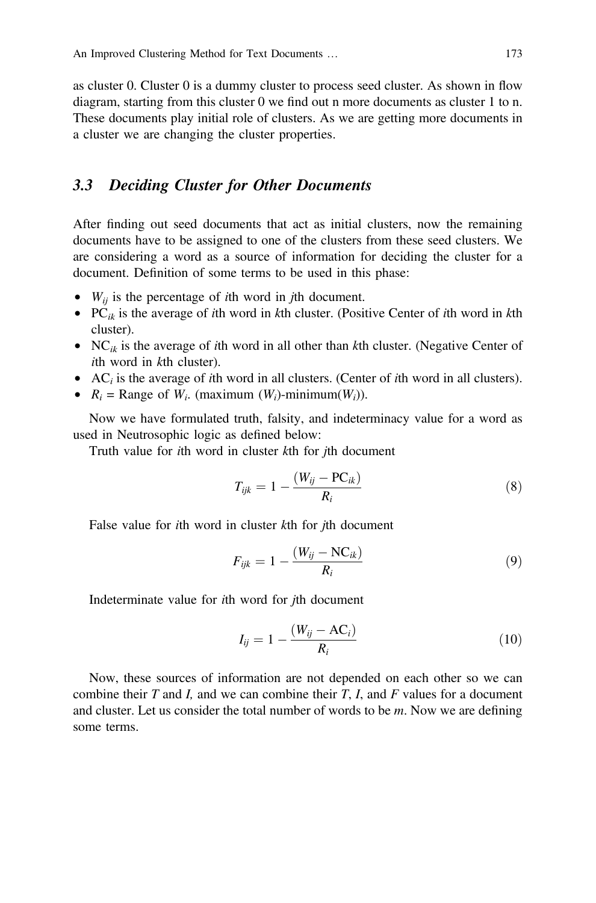as cluster 0. Cluster 0 is a dummy cluster to process seed cluster. As shown in flow diagram, starting from this cluster 0 we find out n more documents as cluster 1 to n. These documents play initial role of clusters. As we are getting more documents in a cluster we are changing the cluster properties.

### 3.3 Deciding Cluster for Other Documents

After finding out seed documents that act as initial clusters, now the remaining documents have to be assigned to one of the clusters from these seed clusters. We are considering a word as a source of information for deciding the cluster for a document. Definition of some terms to be used in this phase:

- $W_{ij}$ is the percentage of $i$th word in $j$th document.
- $\mathrm{PC}_{ik}$ is the average of $i$th word in $k$th cluster. (Positive Center of $i$th word in $k$th cluster).
- $\mathrm{NC}_{ik}$ is the average of $i$th word in all other than $k$th cluster. (Negative Center of $i$th word in $k$th cluster).
- $\mathrm{AC}_i$ is the average of $i$th word in all clusters. (Center of $i$th word in all clusters).
- $R_i$ = Range of $W_i$. (maximum ($W_i$)-minimum($W_i$)).

Now we have formulated truth, falsity, and indeterminacy value for a word as used in Neutrosophic logic as defined below:

Truth value for $i$th word in cluster $k$th for $j$th document

$$T_{ijk} = 1 - \frac{(W_{ij} - \mathrm{PC}_{ik})}{R_i} \tag{8}$$

False value for $i$th word in cluster $k$th for $j$th document

$$F_{ijk} = 1 - \frac{(W_{ij} - \mathrm{NC}_{ik})}{R_i} \tag{9}$$

Indeterminate value for $i$th word for $j$th document

$$I_{ij} = 1 - \frac{(W_{ij} - \mathrm{AC}_i)}{R_i} \tag{10}$$

Now, these sources of information are not depended on each other so we can combine their $T$ and $I$, and we can combine their $T$, $I$, and $F$ values for a document and cluster. Let us consider the total number of words to be $m$. Now we are defining some terms.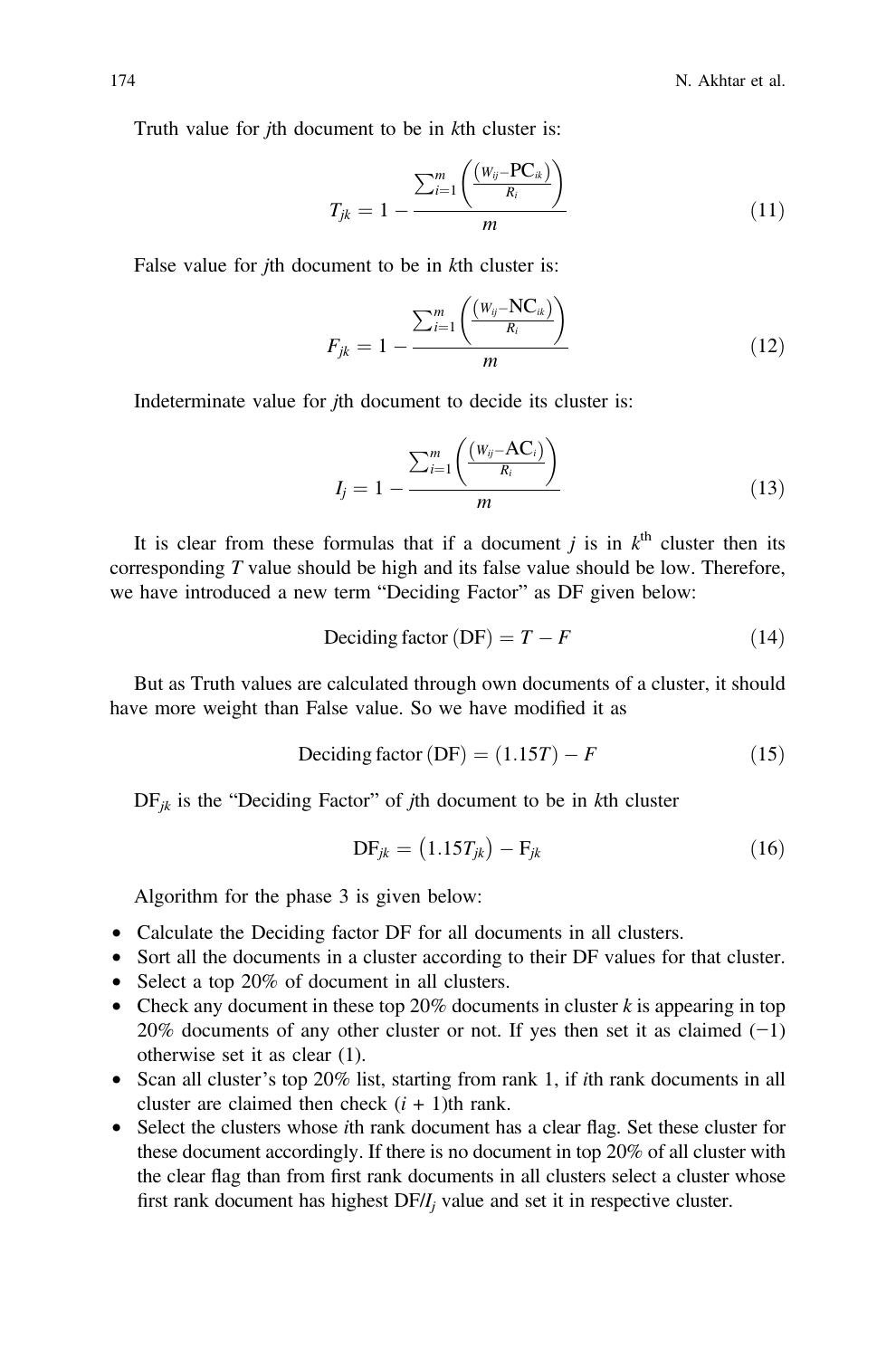Truth value for $j$th document to be in $k$th cluster is:

$$T_{jk} = 1 - \frac{\sum_{i=1}^{m} \left( \frac{(W_{ij} - \text{PC}_{ik})}{R_i} \right)}{m} \tag{11}$$

False value for $j$th document to be in $k$th cluster is:

$$F_{jk} = 1 - \frac{\sum_{i=1}^{m} \left( \frac{(W_{ij} - \text{NC}_{ik})}{R_i} \right)}{m} \tag{12}$$

Indeterminate value for $j$th document to decide its cluster is:

$$I_j = 1 - \frac{\sum_{i=1}^{m} \left( \frac{(W_{ij} - \text{AC}_i)}{R_i} \right)}{m} \tag{13}$$

It is clear from these formulas that if a document $j$ is in $k^{\text{th}}$ cluster then its corresponding $T$ value should be high and its false value should be low. Therefore, we have introduced a new term "Deciding Factor" as DF given below:

$$\text{Deciding factor (DF)} = T - F \tag{14}$$

But as Truth values are calculated through own documents of a cluster, it should have more weight than False value. So we have modified it as

$$\text{Deciding factor (DF)} = (1.15T) - F \tag{15}$$

$\text{DF}_{jk}$ is the "Deciding Factor" of $j$th document to be in $k$th cluster

$$\text{DF}_{jk} = (1.15T_{jk}) - \text{F}_{jk} \tag{16}$$

Algorithm for the phase 3 is given below:

- Calculate the Deciding factor DF for all documents in all clusters.
- Sort all the documents in a cluster according to their DF values for that cluster.
- Select a top 20% of document in all clusters.
- Check any document in these top 20% documents in cluster $k$ is appearing in top 20% documents of any other cluster or not. If yes then set it as claimed (−1) otherwise set it as clear (1).
- Scan all cluster's top 20% list, starting from rank 1, if $i$th rank documents in all cluster are claimed then check $(i + 1)$th rank.
- Select the clusters whose $i$th rank document has a clear flag. Set these cluster for these document accordingly. If there is no document in top 20% of all cluster with the clear flag than from first rank documents in all clusters select a cluster whose first rank document has highest $\text{DF}/I_j$ value and set it in respective cluster.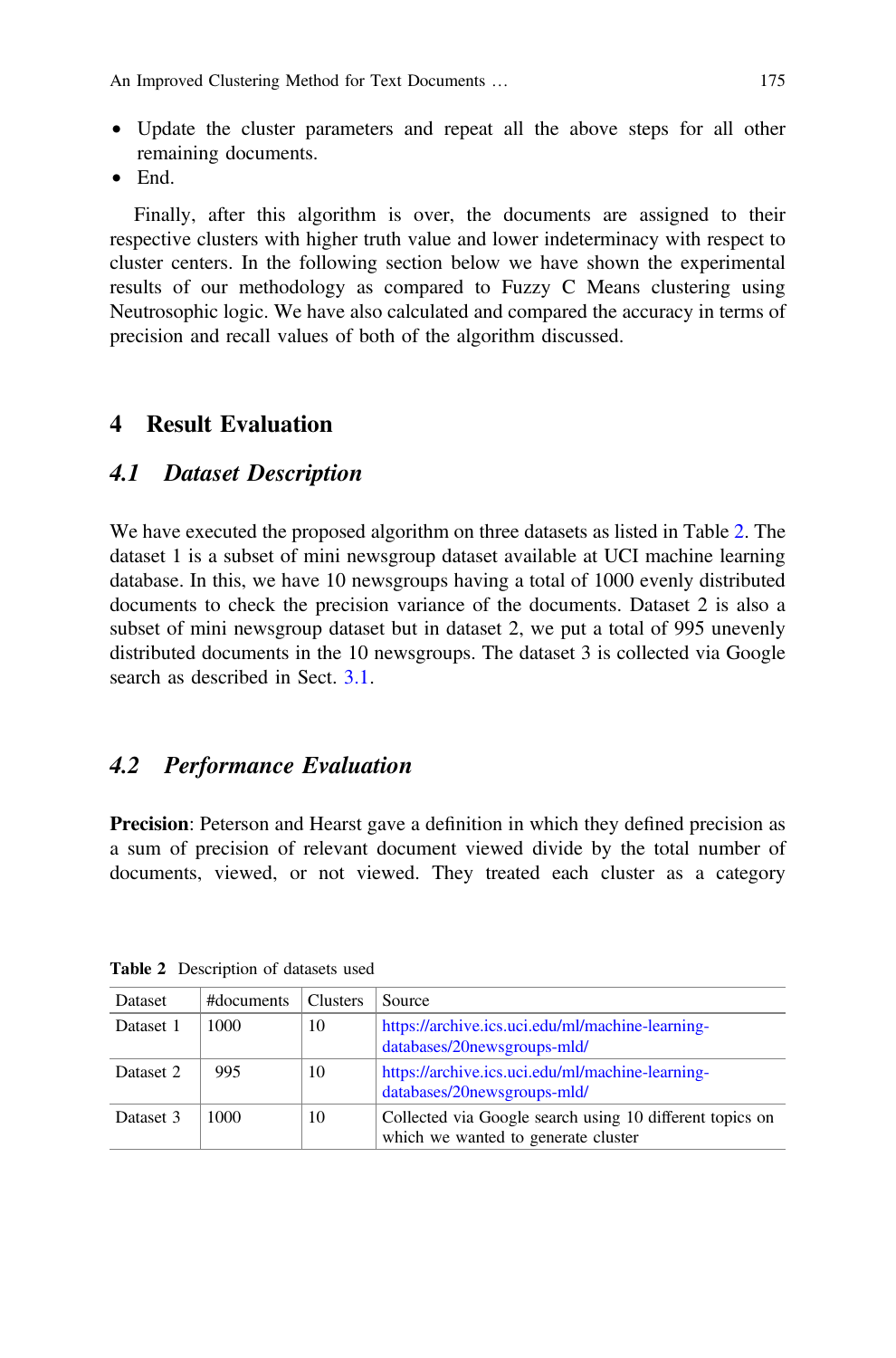- Update the cluster parameters and repeat all the above steps for all other remaining documents.
- End.

Finally, after this algorithm is over, the documents are assigned to their respective clusters with higher truth value and lower indeterminacy with respect to cluster centers. In the following section below we have shown the experimental results of our methodology as compared to Fuzzy C Means clustering using Neutrosophic logic. We have also calculated and compared the accuracy in terms of precision and recall values of both of the algorithm discussed.

# 4 Result Evaluation

## 4.1 *Dataset Description*

We have executed the proposed algorithm on three datasets as listed in Table 2. The dataset 1 is a subset of mini newsgroup dataset available at UCI machine learning database. In this, we have 10 newsgroups having a total of 1000 evenly distributed documents to check the precision variance of the documents. Dataset 2 is also a subset of mini newsgroup dataset but in dataset 2, we put a total of 995 unevenly distributed documents in the 10 newsgroups. The dataset 3 is collected via Google search as described in Sect. 3.1.

## 4.2 *Performance Evaluation*

**Precision**: Peterson and Hearst gave a definition in which they defined precision as a sum of precision of relevant document viewed divide by the total number of documents, viewed, or not viewed. They treated each cluster as a category

**Table 2** Description of datasets used

| Dataset | #documents | Clusters | Source |
|---|---|---|---|
| Dataset 1 | 1000 | 10 | https://archive.ics.uci.edu/ml/machine-learning-databases/20newsgroups-mld/ |
| Dataset 2 | 995 | 10 | https://archive.ics.uci.edu/ml/machine-learning-databases/20newsgroups-mld/ |
| Dataset 3 | 1000 | 10 | Collected via Google search using 10 different topics on which we wanted to generate cluster |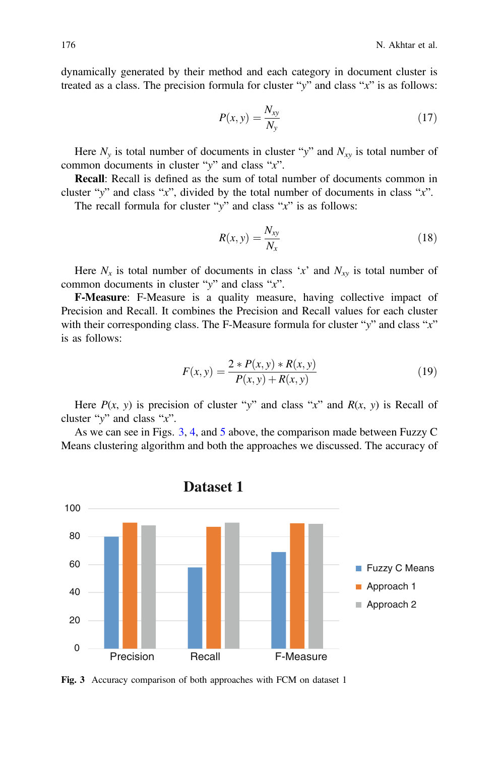dynamically generated by their method and each category in document cluster is treated as a class. The precision formula for cluster "$y$" and class "$x$" is as follows:

$$P(x, y) = \frac{N_{xy}}{N_y} \tag{17}$$

Here $N_y$ is total number of documents in cluster "$y$" and $N_{xy}$ is total number of common documents in cluster "$y$" and class "$x$".

**Recall**: Recall is defined as the sum of total number of documents common in cluster "$y$" and class "$x$", divided by the total number of documents in class "$x$". The recall formula for cluster "$y$" and class "$x$" is as follows:

$$R(x, y) = \frac{N_{xy}}{N_x} \tag{18}$$

Here $N_x$ is total number of documents in class '$x$' and $N_{xy}$ is total number of common documents in cluster "$y$" and class "$x$".

**F-Measure**: F-Measure is a quality measure, having collective impact of Precision and Recall. It combines the Precision and Recall values for each cluster with their corresponding class. The F-Measure formula for cluster "$y$" and class "$x$" is as follows:

$$F(x, y) = \frac{2 * P(x, y) * R(x, y)}{P(x, y) + R(x, y)} \tag{19}$$

Here $P(x, y)$ is precision of cluster "$y$" and class "$x$" and $R(x, y)$ is Recall of cluster "$y$" and class "$x$".

As we can see in Figs. 3, 4, and 5 above, the comparison made between Fuzzy C Means clustering algorithm and both the approaches we discussed. The accuracy of

**Fig. 3** Accuracy comparison of both approaches with FCM on dataset 1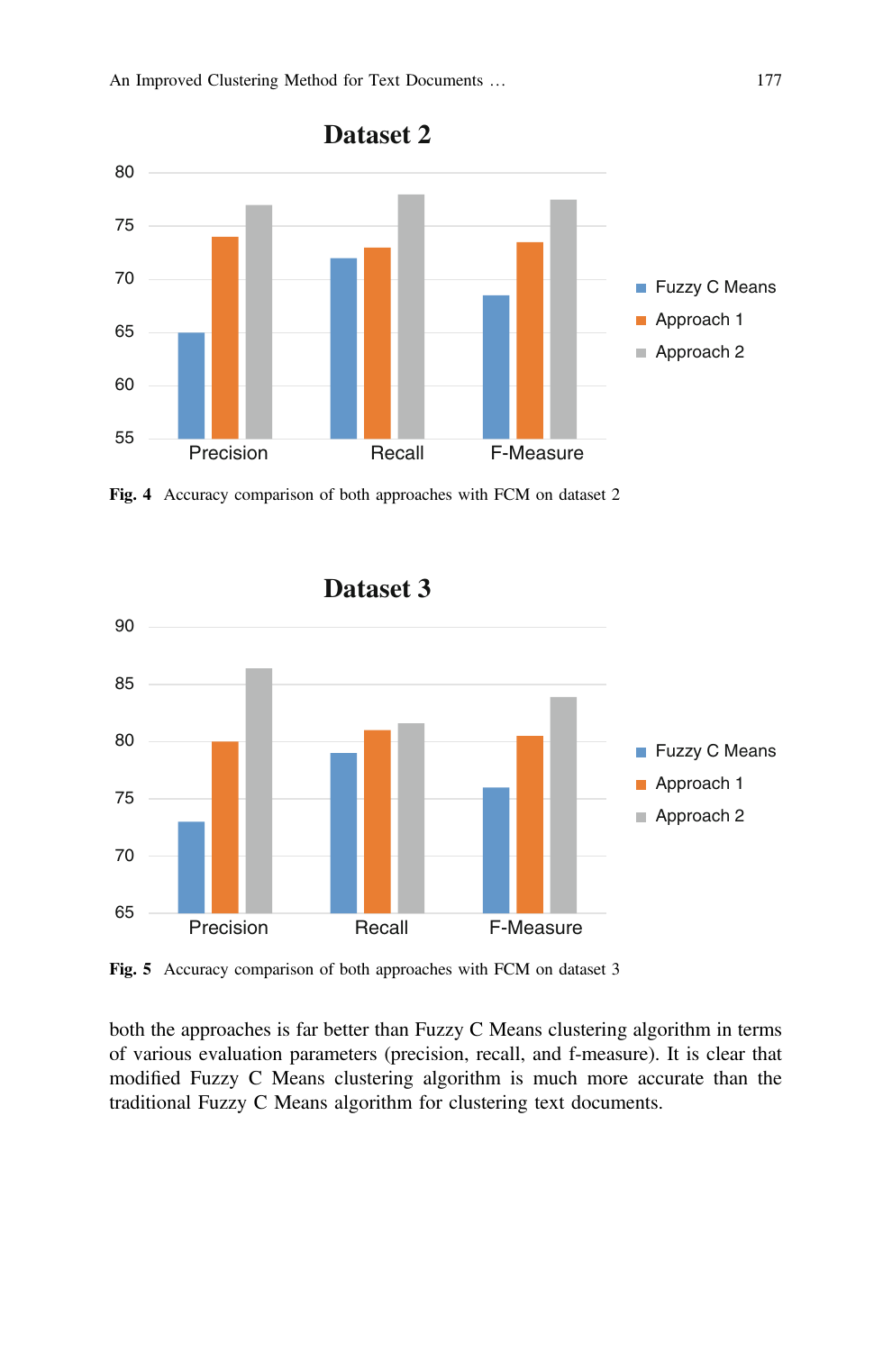Fig. 4 Accuracy comparison of both approaches with FCM on dataset 2

Fig. 5 Accuracy comparison of both approaches with FCM on dataset 3

both the approaches is far better than Fuzzy C Means clustering algorithm in terms of various evaluation parameters (precision, recall, and f-measure). It is clear that modified Fuzzy C Means clustering algorithm is much more accurate than the traditional Fuzzy C Means algorithm for clustering text documents.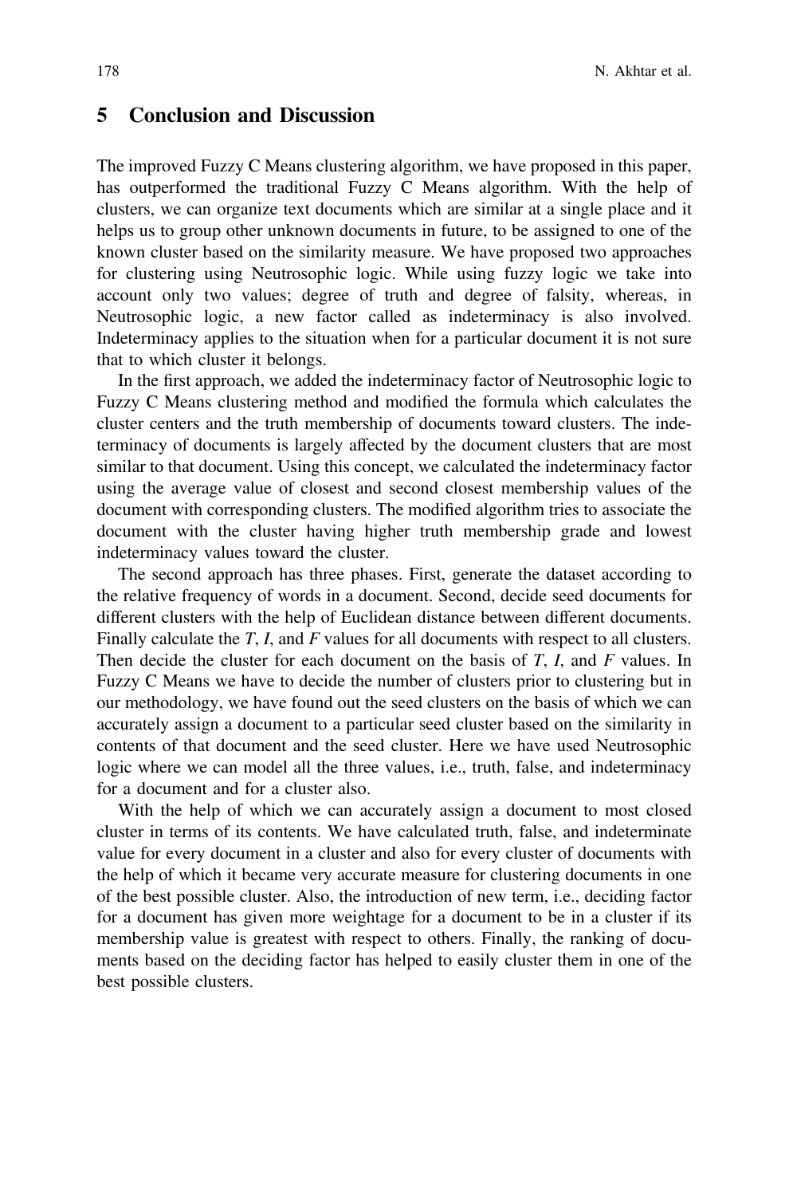## 5 Conclusion and Discussion

The improved Fuzzy C Means clustering algorithm, we have proposed in this paper, has outperformed the traditional Fuzzy C Means algorithm. With the help of clusters, we can organize text documents which are similar at a single place and it helps us to group other unknown documents in future, to be assigned to one of the known cluster based on the similarity measure. We have proposed two approaches for clustering using Neutrosophic logic. While using fuzzy logic we take into account only two values; degree of truth and degree of falsity, whereas, in Neutrosophic logic, a new factor called as indeterminacy is also involved. Indeterminacy applies to the situation when for a particular document it is not sure that to which cluster it belongs.

In the first approach, we added the indeterminacy factor of Neutrosophic logic to Fuzzy C Means clustering method and modified the formula which calculates the cluster centers and the truth membership of documents toward clusters. The indeterminacy of documents is largely affected by the document clusters that are most similar to that document. Using this concept, we calculated the indeterminacy factor using the average value of closest and second closest membership values of the document with corresponding clusters. The modified algorithm tries to associate the document with the cluster having higher truth membership grade and lowest indeterminacy values toward the cluster.

The second approach has three phases. First, generate the dataset according to the relative frequency of words in a document. Second, decide seed documents for different clusters with the help of Euclidean distance between different documents. Finally calculate the $T$, $I$, and $F$ values for all documents with respect to all clusters. Then decide the cluster for each document on the basis of $T$, $I$, and $F$ values. In Fuzzy C Means we have to decide the number of clusters prior to clustering but in our methodology, we have found out the seed clusters on the basis of which we can accurately assign a document to a particular seed cluster based on the similarity in contents of that document and the seed cluster. Here we have used Neutrosophic logic where we can model all the three values, i.e., truth, false, and indeterminacy for a document and for a cluster also.

With the help of which we can accurately assign a document to most closed cluster in terms of its contents. We have calculated truth, false, and indeterminate value for every document in a cluster and also for every cluster of documents with the help of which it became very accurate measure for clustering documents in one of the best possible cluster. Also, the introduction of new term, i.e., deciding factor for a document has given more weightage for a document to be in a cluster if its membership value is greatest with respect to others. Finally, the ranking of documents based on the deciding factor has helped to easily cluster them in one of the best possible clusters.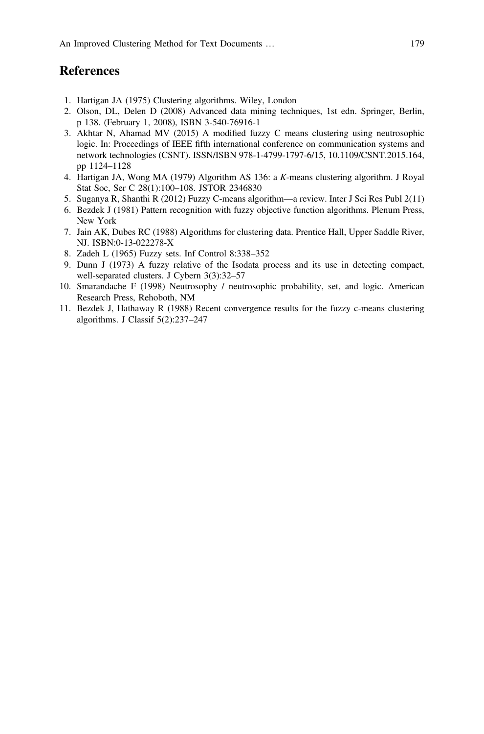## References

1. Hartigan JA (1975) Clustering algorithms. Wiley, London
2. Olson, DL, Delen D (2008) Advanced data mining techniques, 1st edn. Springer, Berlin, p 138. (February 1, 2008), ISBN 3-540-76916-1
3. Akhtar N, Ahamad MV (2015) A modified fuzzy C means clustering using neutrosophic logic. In: Proceedings of IEEE fifth international conference on communication systems and network technologies (CSNT). ISSN/ISBN 978-1-4799-1797-6/15, 10.1109/CSNT.2015.164, pp 1124–1128
4. Hartigan JA, Wong MA (1979) Algorithm AS 136: a *K*-means clustering algorithm. J Royal Stat Soc, Ser C 28(1):100–108. JSTOR 2346830
5. Suganya R, Shanthi R (2012) Fuzzy C-means algorithm—a review. Inter J Sci Res Publ 2(11)
6. Bezdek J (1981) Pattern recognition with fuzzy objective function algorithms. Plenum Press, New York
7. Jain AK, Dubes RC (1988) Algorithms for clustering data. Prentice Hall, Upper Saddle River, NJ. ISBN:0-13-022278-X
8. Zadeh L (1965) Fuzzy sets. Inf Control 8:338–352
9. Dunn J (1973) A fuzzy relative of the Isodata process and its use in detecting compact, well-separated clusters. J Cybern 3(3):32–57
10. Smarandache F (1998) Neutrosophy / neutrosophic probability, set, and logic. American Research Press, Rehoboth, NM
11. Bezdek J, Hathaway R (1988) Recent convergence results for the fuzzy c-means clustering algorithms. J Classif 5(2):237–247